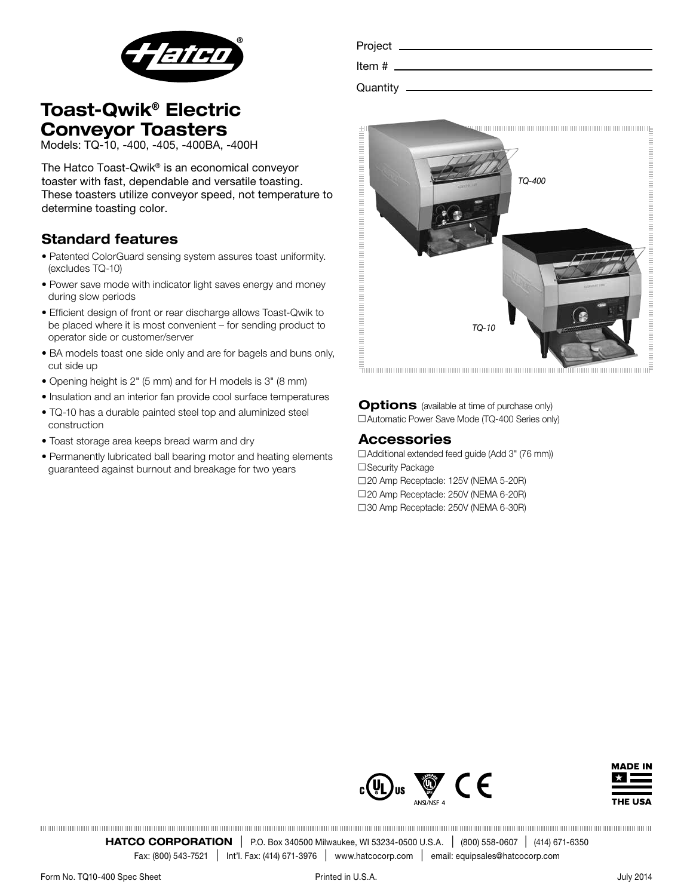Project

Item #

Quantity

# Toast-Qwik® Electric Conveyor Toasters

Models: TQ-10, -400, -405, -400BA, -400H

The Hatco Toast-Qwik® is an economical conveyor toaster with fast, dependable and versatile toasting. These toasters utilize conveyor speed, not temperature to determine toasting color.

TQ-400

TQ-10

## Standard features

- Patented ColorGuard sensing system assures toast uniformity. (excludes TQ-10)
- Power save mode with indicator light saves energy and money during slow periods
- Efficient design of front or rear discharge allows Toast-Qwik to be placed where it is most convenient – for sending product to operator side or customer/server
- BA models toast one side only and are for bagels and buns only, cut side up
- Opening height is 2" (5 mm) and for H models is 3" (8 mm)
- Insulation and an interior fan provide cool surface temperatures
- TQ-10 has a durable painted steel top and aluminized steel construction
- Toast storage area keeps bread warm and dry
- Permanently lubricated ball bearing motor and heating elements guaranteed against burnout and breakage for two years

## Options (available at time of purchase only)

☐ Automatic Power Save Mode (TQ-400 Series only)

## Accessories

☐ Additional extended feed guide (Add 3" (76 mm))
☐ Security Package
☐ 20 Amp Receptacle: 125V (NEMA 5-20R)
☐ 20 Amp Receptacle: 250V (NEMA 6-20R)
☐ 30 Amp Receptacle: 250V (NEMA 6-30R)

ANSI/NSF 4

MADE IN THE USA

**HATCO CORPORATION** | P.O. Box 340500 Milwaukee, WI 53234-0500 U.S.A. | (800) 558-0607 | (414) 671-6350
Fax: (800) 543-7521 | Int'l. Fax: (414) 671-3976 | www.hatcocorp.com | email: equipsales@hatcocorp.com

Form No. TQ10-400 Spec Sheet Printed in U.S.A. July 2014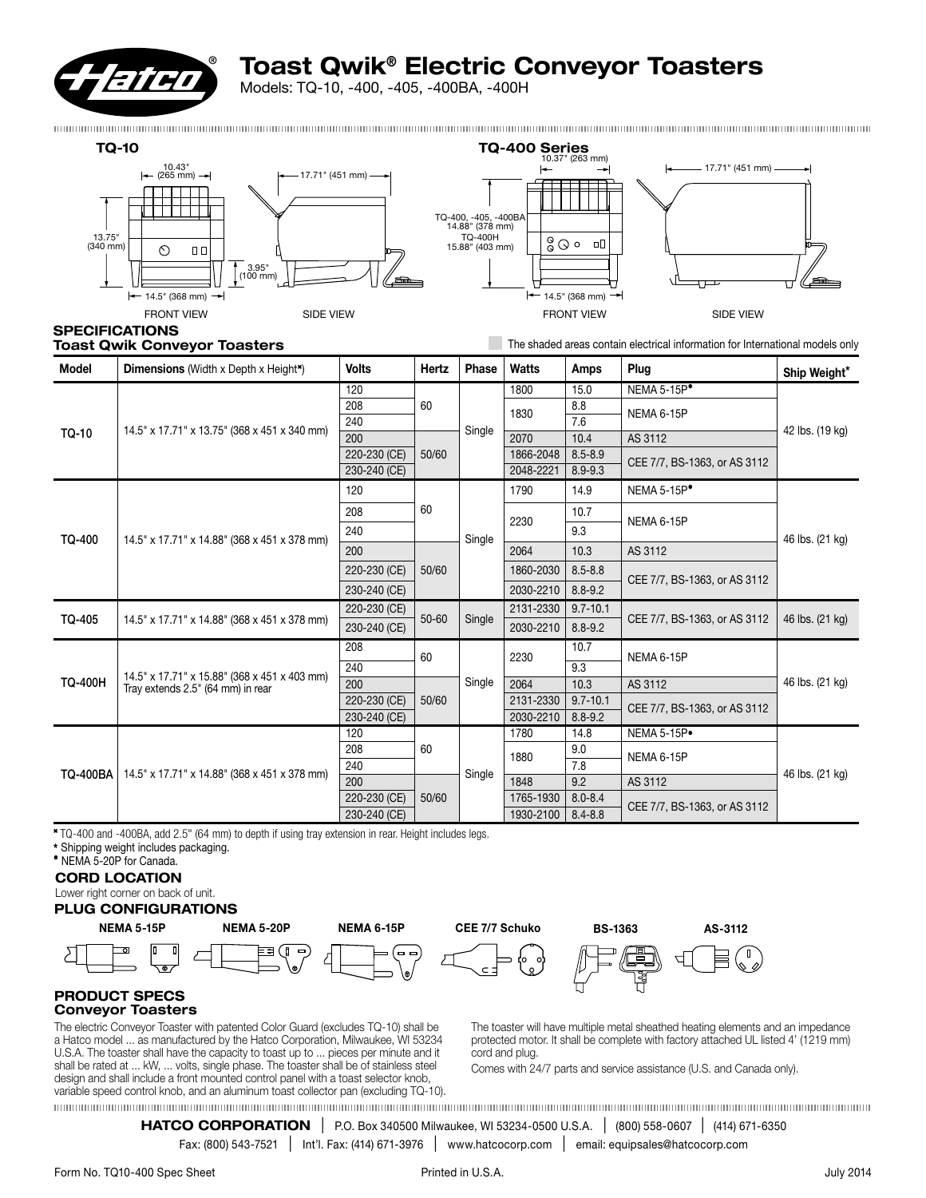# Toast Qwik® Electric Conveyor Toasters

Models: TQ-10, -400, -405, -400BA, -400H

**TQ-10**

10.43" (265 mm)
17.71" (451 mm)
13.75" (340 mm)
3.95" (100 mm)
14.5" (368 mm)

FRONT VIEW　　SIDE VIEW

**TQ-400 Series**

10.37" (263 mm)
17.71" (451 mm)
TQ-400, -405, -400BA 14.88" (378 mm)
TQ-400H 15.88" (403 mm)
14.5" (368 mm)

FRONT VIEW　　SIDE VIEW

## SPECIFICATIONS

### Toast Qwik Conveyor Toasters

The shaded areas contain electrical information for International models only

| Model | Dimensions (Width x Depth x Height*) | Volts | Hertz | Phase | Watts | Amps | Plug | Ship Weight* |
|---|---|---|---|---|---|---|---|---|
| TQ-10 | 14.5" x 17.71" x 13.75" (368 x 451 x 340 mm) | 120 | 60 | Single | 1800 | 15.0 | NEMA 5-15P• | 42 lbs. (19 kg) |
| | | 208 | | | 1830 | 8.8 | NEMA 6-15P | |
| | | 240 | | | | 7.6 | | |
| | | 200 | 50/60 | | 2070 | 10.4 | AS 3112 | |
| | | 220-230 (CE) | | | 1866-2048 | 8.5-8.9 | CEE 7/7, BS-1363, or AS 3112 | |
| | | 230-240 (CE) | | | 2048-2221 | 8.9-9.3 | | |
| TQ-400 | 14.5" x 17.71" x 14.88" (368 x 451 x 378 mm) | 120 | 60 | Single | 1790 | 14.9 | NEMA 5-15P• | 46 lbs. (21 kg) |
| | | 208 | | | 2230 | 10.7 | NEMA 6-15P | |
| | | 240 | | | | 9.3 | | |
| | | 200 | 50/60 | | 2064 | 10.3 | AS 3112 | |
| | | 220-230 (CE) | | | 1860-2030 | 8.5-8.8 | CEE 7/7, BS-1363, or AS 3112 | |
| | | 230-240 (CE) | | | 2030-2210 | 8.8-9.2 | | |
| TQ-405 | 14.5" x 17.71" x 14.88" (368 x 451 x 378 mm) | 220-230 (CE) | 50-60 | Single | 2131-2330 | 9.7-10.1 | CEE 7/7, BS-1363, or AS 3112 | 46 lbs. (21 kg) |
| | | 230-240 (CE) | | | 2030-2210 | 8.8-9.2 | | |
| TQ-400H | 14.5" x 17.71" x 15.88" (368 x 451 x 403 mm) Tray extends 2.5" (64 mm) in rear | 208 | 60 | Single | 2230 | 10.7 | NEMA 6-15P | 46 lbs. (21 kg) |
| | | 240 | | | | 9.3 | | |
| | | 200 | 50/60 | | 2064 | 10.3 | AS 3112 | |
| | | 220-230 (CE) | | | 2131-2330 | 9.7-10.1 | CEE 7/7, BS-1363, or AS 3112 | |
| | | 230-240 (CE) | | | 2030-2210 | 8.8-9.2 | | |
| TQ-400BA | 14.5" x 17.71" x 14.88" (368 x 451 x 378 mm) | 120 | 60 | Single | 1780 | 14.8 | NEMA 5-15P• | 46 lbs. (21 kg) |
| | | 208 | | | 1880 | 9.0 | NEMA 6-15P | |
| | | 240 | | | | 7.8 | | |
| | | 200 | 50/60 | | 1848 | 9.2 | AS 3112 | |
| | | 220-230 (CE) | | | 1765-1930 | 8.0-8.4 | CEE 7/7, BS-1363, or AS 3112 | |
| | | 230-240 (CE) | | | 1930-2100 | 8.4-8.8 | | |

\* TQ-400 and -400BA, add 2.5" (64 mm) to depth if using tray extension in rear. Height includes legs.
\* Shipping weight includes packaging.
• NEMA 5-20P for Canada.

### CORD LOCATION

Lower right corner on back of unit.

### PLUG CONFIGURATIONS

NEMA 5-15P　NEMA 5-20P　NEMA 6-15P　CEE 7/7 Schuko　BS-1363　AS-3112

### PRODUCT SPECS
#### Conveyor Toasters

The electric Conveyor Toaster with patented Color Guard (excludes TQ-10) shall be a Hatco model ... as manufactured by the Hatco Corporation, Milwaukee, WI 53234 U.S.A. The toaster shall have the capacity to toast up to ... pieces per minute and it shall be rated at ... kW, ... volts, single phase. The toaster shall be of stainless steel design and shall include a front mounted control panel with a toast selector knob, variable speed control knob, and an aluminum toast collector pan (excluding TQ-10).

The toaster will have multiple metal sheathed heating elements and an impedance protected motor. It shall be complete with factory attached UL listed 4' (1219 mm) cord and plug.

Comes with 24/7 parts and service assistance (U.S. and Canada only).

**HATCO CORPORATION** | P.O. Box 340500 Milwaukee, WI 53234-0500 U.S.A. | (800) 558-0607 | (414) 671-6350

Fax: (800) 543-7521 | Int'l. Fax: (414) 671-3976 | www.hatcocorp.com | email: equipsales@hatcocorp.com

Form No. TQ10-400 Spec Sheet　Printed in U.S.A.　July 2014